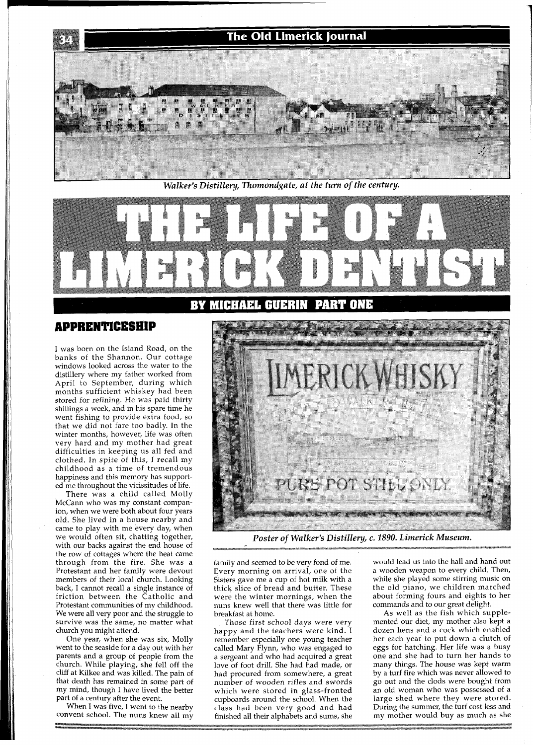*Walker's Distillery, Thomondgate, at the turn of the century.*

# THE LIFE OF A LIMERICK DENTIST

## BY MICHAEL GUERIN PART ONE

### APPRENTICESHIP

I was born on the Island Road, on the banks of the Shannon. Our cottage windows looked across the water to the distillery where my father worked from April to September, during which months sufficient whiskey had been stored for refining. He was paid thirty shillings a week, and in his spare time he went fishing to provide extra food, so that we did not fare too badly. In the winter months, however, life was often very hard and my mother had great difficulties in keeping us all fed and clothed. In spite of this, I recall my childhood as a time of tremendous happiness and this memory has supported me throughout the vicissitudes of life.

There was a child called Molly McCann who was my constant companion, when we were both about four years old. She lived in a house nearby and came to play with me every day, when we would often sit, chatting together, with our backs against the end house of the row of cottages where the heat came through from the fire. She was a Protestant and her family were devout members of their local church. Looking back, I cannot recall a single instance of friction between the Catholic and Protestant communities of my childhood. We were all very poor and the struggle to survive was the same, no matter what church you might attend.

One year, when she was six, Molly went to the seaside for a day out with her parents and a group of people from the church. While playing, she fell off the cliff at Kilkee and was killed. The pain of that death has remained in some part of my mind, though I have lived the better part of a century after the event.

When I was five, I went to the nearby convent school. The nuns knew all my family and seemed to be very fond of me. Every morning on arrival, one of the Sisters gave me a cup of hot milk with a thick slice of bread and butter. These were the winter mornings, when the nuns knew well that there was little for breakfast at home.

*Poster of Walker's Distillery, c. 1890. Limerick Museum.*

Those first school days were very happy and the teachers were kind. I remember especially one young teacher called Mary Flynn, who was engaged to a sergeant and who had acquired a great love of foot drill. She had had made, or had procured from somewhere, a great number of wooden rifles and swords which were stored in glass-fronted cupboards around the school. When the class had been very good and had finished all their alphabets and sums, she would lead us into the hall and hand out a wooden weapon to every child. Then, while she played some stirring music on the old piano, we children marched about forming fours and eights to her commands and to our great delight.

As well as the fish which supplemented our diet, my mother also kept a dozen hens and a cock which enabled her each year to put down a clutch of eggs for hatching. Her life was a busy one and she had to turn her hands to many things. The house was kept warm by a turf fire which was never allowed to go out and the clods were bought from an old woman who was possessed of a large shed where they were stored. During the summer, the turf cost less and my mother would buy as much as she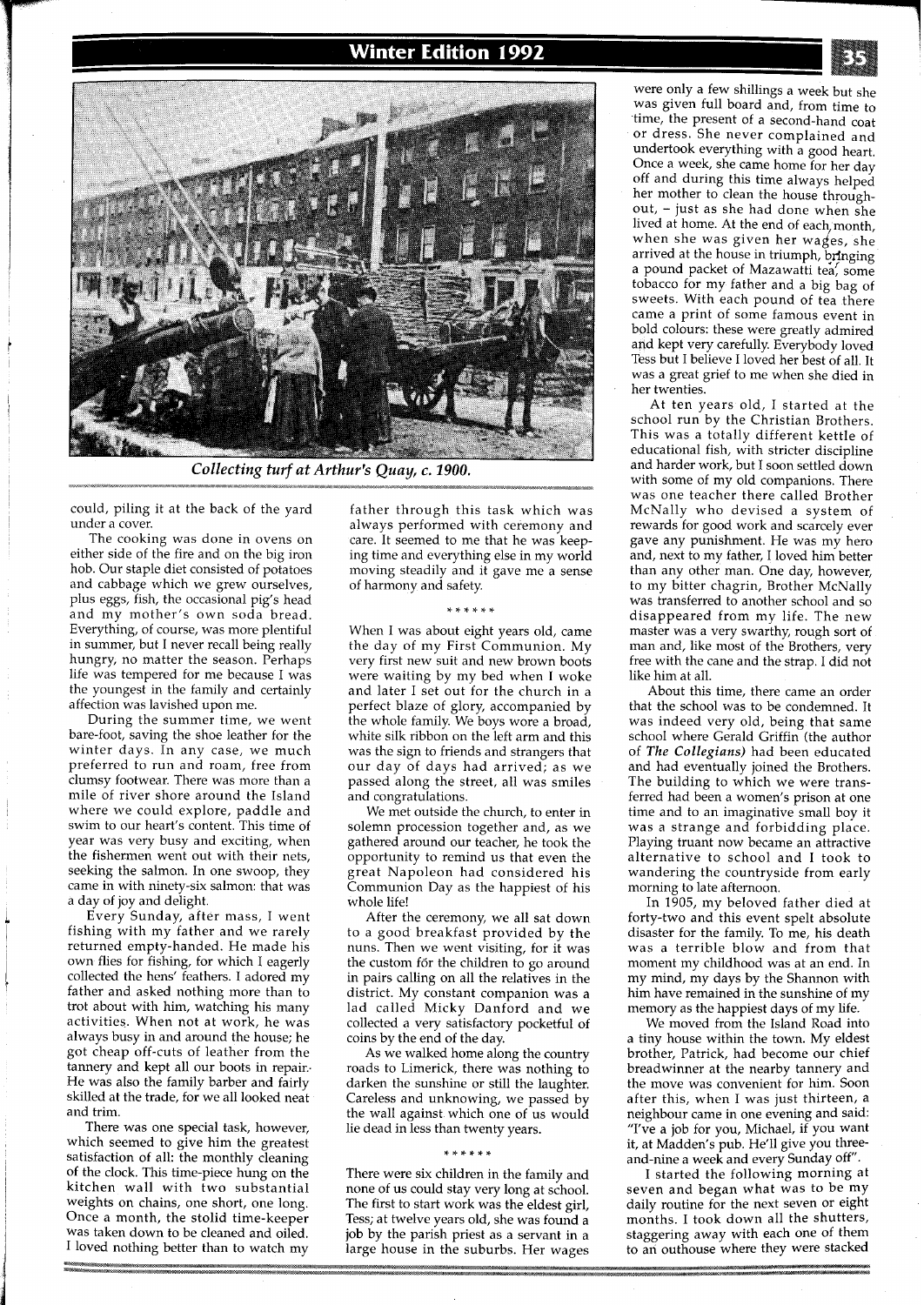*Collecting turf at Arthur's Quay, c. 1900.*

could, piling it at the back of the yard under a cover.

The cooking was done in ovens on either side of the fire and on the big iron hob. Our staple diet consisted of potatoes and cabbage which we grew ourselves, plus eggs, fish, the occasional pig's head and my mother's own soda bread. Everything, of course, was more plentiful in summer, but I never recall being really hungry, no matter the season. Perhaps life was tempered for me because I was the youngest in the family and certainly affection was lavished upon me.

During the summer time, we went bare-foot, saving the shoe leather for the winter days. In any case, we much preferred to run and roam, free from clumsy footwear. There was more than a mile of river shore around the Island where we could explore, paddle and swim to our heart's content. This time of year was very busy and exciting, when the fishermen went out with their nets, seeking the salmon. In one swoop, they came in with ninety-six salmon: that was a day of joy and delight.

Every Sunday, after mass, I went fishing with my father and we rarely returned empty-handed. He made his own flies for fishing, for which I eagerly collected the hens' feathers. I adored my father and asked nothing more than to trot about with him, watching his many activities. When not at work, he was always busy in and around the house; he got cheap off-cuts of leather from the tannery and kept all our boots in repair. He was also the family barber and fairly skilled at the trade, for we all looked neat and trim.

There was one special task, however, which seemed to give him the greatest satisfaction of all: the monthly cleaning of the clock. This time-piece hung on the kitchen wall with two substantial weights on chains, one short, one long. Once a month, the stolid time-keeper was taken down to be cleaned and oiled. I loved nothing better than to watch my father through this task which was always performed with ceremony and care. It seemed to me that he was keeping time and everything else in my world moving steadily and it gave me a sense of harmony and safety.

\* \* \* \* \* \*

When I was about eight years old, came the day of my First Communion. My very first new suit and new brown boots were waiting by my bed when I woke and later I set out for the church in a perfect blaze of glory, accompanied by the whole family. We boys wore a broad, white silk ribbon on the left arm and this was the sign to friends and strangers that our day of days had arrived; as we passed along the street, all was smiles and congratulations.

We met outside the church, to enter in solemn procession together and, as we gathered around our teacher, he took the opportunity to remind us that even the great Napoleon had considered his Communion Day as the happiest of his whole life!

After the ceremony, we all sat down to a good breakfast provided by the nuns. Then we went visiting, for it was the custom for the children to go around in pairs calling on all the relatives in the district. My constant companion was a lad called Micky Danford and we collected a very satisfactory pocketful of coins by the end of the day.

As we walked home along the country roads to Limerick, there was nothing to darken the sunshine or still the laughter. Careless and unknowing, we passed by the wall against which one of us would lie dead in less than twenty years.

\* \* \* \* \* \*

There were six children in the family and none of us could stay very long at school. The first to start work was the eldest girl, Tess; at twelve years old, she was found a job by the parish priest as a servant in a large house in the suburbs. Her wages were only a few shillings a week but she was given full board and, from time to time, the present of a second-hand coat or dress. She never complained and undertook everything with a good heart. Once a week, she came home for her day off and during this time always helped her mother to clean the house throughout, – just as she had done when she lived at home. At the end of each month, when she was given her wages, she arrived at the house in triumph, bringing a pound packet of Mazawatti tea, some tobacco for my father and a big bag of sweets. With each pound of tea there came a print of some famous event in bold colours: these were greatly admired and kept very carefully. Everybody loved Tess but I believe I loved her best of all. It was a great grief to me when she died in her twenties.

At ten years old, I started at the school run by the Christian Brothers. This was a totally different kettle of educational fish, with stricter discipline and harder work, but I soon settled down with some of my old companions. There was one teacher there called Brother McNally who devised a system of rewards for good work and scarcely ever gave any punishment. He was my hero and, next to my father, I loved him better than any other man. One day, however, to my bitter chagrin, Brother McNally was transferred to another school and so disappeared from my life. The new master was a very swarthy, rough sort of man and, like most of the Brothers, very free with the cane and the strap. I did not like him at all.

About this time, there came an order that the school was to be condemned. It was indeed very old, being that same school where Gerald Griffin (the author of ***The Collegians***) had been educated and had eventually joined the Brothers. The building to which we were transferred had been a women's prison at one time and to an imaginative small boy it was a strange and forbidding place. Playing truant now became an attractive alternative to school and I took to wandering the countryside from early morning to late afternoon.

In 1905, my beloved father died at forty-two and this event spelt absolute disaster for the family. To me, his death was a terrible blow and from that moment my childhood was at an end. In my mind, my days by the Shannon with him have remained in the sunshine of my memory as the happiest days of my life.

We moved from the Island Road into a tiny house within the town. My eldest brother, Patrick, had become our chief breadwinner at the nearby tannery and the move was convenient for him. Soon after this, when I was just thirteen, a neighbour came in one evening and said: "I've a job for you, Michael, if you want it, at Madden's pub. He'll give you three-and-nine a week and every Sunday off".

I started the following morning at seven and began what was to be my daily routine for the next seven or eight months. I took down all the shutters, staggering away with each one of them to an outhouse where they were stacked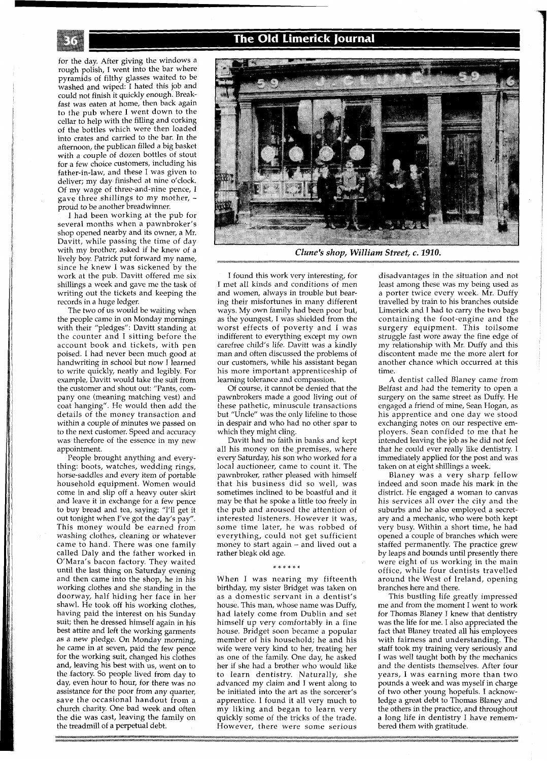for the day. After giving the windows a rough polish, I went into the bar where pyramids of filthy glasses waited to be washed and wiped: I hated this job and could not finish it quickly enough. Breakfast was eaten at home, then back again to the pub where I went down to the cellar to help with the filling and corking of the bottles which were then loaded into crates and carried to the bar. In the afternoon, the publican filled a big basket with a couple of dozen bottles of stout for a few choice customers, including his father-in-law, and these I was given to deliver; my day finished at nine o'clock. Of my wage of three-and-nine pence, I gave three shillings to my mother, – proud to be another breadwinner.

I had been working at the pub for several months when a pawnbroker's shop opened nearby and its owner, a Mr. Davitt, while passing the time of day with my brother, asked if he knew of a lively boy. Patrick put forward my name, since he knew I was sickened by the work at the pub. Davitt offered me six shillings a week and gave me the task of writing out the tickets and keeping the records in a huge ledger.

The two of us would be waiting when the people came in on Monday mornings with their "pledges": Davitt standing at the counter and I sitting before the account book and tickets, with pen poised. I had never been much good at handwriting in school but now I learned to write quickly, neatly and legibly. For example, Davitt would take the suit from the customer and shout out: "Pants, company one (meaning matching vest) and coat hanging". He would then add the details of the money transaction and within a couple of minutes we passed on to the next customer. Speed and accuracy was therefore of the essence in my new appointment.

People brought anything and everything: boots, watches, wedding rings, horse-saddles and every item of portable household equipment. Women would come in and slip off a heavy outer skirt and leave it in exchange for a few pence to buy bread and tea, saying: "I'll get it out tonight when I've got the day's pay". This money would be earned from washing clothes, cleaning or whatever came to hand. There was one family called Daly and the father worked in O'Mara's bacon factory. They waited until the last thing on Saturday evening and then came into the shop, he in his working clothes and she standing in the doorway, half hiding her face in her shawl. He took off his working clothes, having paid the interest on his Sunday suit; then he dressed himself again in his best attire and left the working garments as a new pledge. On Monday morning, he came in at seven, paid the few pence for the working suit, changed his clothes and, leaving his best with us, went on to the factory. So people lived from day to day, even hour to hour, for there was no assistance for the poor from any quarter, save the occasional handout from a church charity. One bad week and often the die was cast, leaving the family on the treadmill of a perpetual debt.

*Clune's shop, William Street, c. 1910.*

I found this work very interesting, for I met all kinds and conditions of men and women, always in trouble but bearing their misfortunes in many different ways. My own family had been poor but, as the youngest, I was shielded from the worst effects of poverty and I was indifferent to everything except my own carefree child's life. Davitt was a kindly man and often discussed the problems of our customers, while his assistant began his more important apprenticeship of learning tolerance and compassion.

Of course, it cannot be denied that the pawnbrokers made a good living out of these pathetic, minuscule transactions but "Uncle" was the only lifeline to those in despair and who had no other spar to which they might cling.

Davitt had no faith in banks and kept all his money on the premises, where every Saturday, his son who worked for a local auctioneer, came to count it. The pawnbroker, rather pleased with himself that his business did so well, was sometimes inclined to be boastful and it may be that he spoke a little too freely in the pub and aroused the attention of interested listeners. However it was, some time later, he was robbed of everything, could not get sufficient money to start again – and lived out a rather bleak old age.

\* \* \* \* \* \*

When I was nearing my fifteenth birthday, my sister Bridget was taken on as a domestic servant in a dentist's house. This man, whose name was Duffy, had lately come from Dublin and set himself up very comfortably in a fine house. Bridget soon became a popular member of his household; he and his wife were very kind to her, treating her as one of the family. One day, he asked her if she had a brother who would like to learn dentistry. Naturally, she advanced my claim and I went along to be initiated into the art as the sorcerer's apprentice. I found it all very much to my liking and began to learn very quickly some of the tricks of the trade. However, there were some serious disadvantages in the situation and not least among these was my being used as a porter twice every week. Mr. Duffy travelled by train to his branches outside Limerick and I had to carry the two bags containing the foot-engine and the surgery equipment. This toilsome struggle fast wore away the fine edge of my relationship with Mr. Duffy and this discontent made me the more alert for another chance which occurred at this time.

A dentist called Blaney came from Belfast and had the temerity to open a surgery on the same street as Duffy. He engaged a friend of mine, Sean Hogan, as his apprentice and one day we stood exchanging notes on our respective employers. Sean confided to me that he intended leaving the job as he did not feel that he could ever really like dentistry. I immediately applied for the post and was taken on at eight shillings a week.

Blaney was a very sharp fellow indeed and soon made his mark in the district. He engaged a woman to canvas his services all over the city and the suburbs and he also employed a secretary and a mechanic, who were both kept very busy. Within a short time, he had opened a couple of branches which were staffed permanently. The practice grew by leaps and bounds until presently there were eight of us working in the main office, while four dentists travelled around the West of Ireland, opening branches here and there.

This bustling life greatly impressed me and from the moment I went to work for Thomas Blaney I knew that dentistry was the life for me. I also appreciated the fact that Blaney treated all his employees with fairness and understanding. The staff took my training very seriously and I was well taught both by the mechanics and the dentists themselves. After four years, I was earning more than two pounds a week and was myself in charge of two other young hopefuls. I acknowledge a great debt to Thomas Blaney and the others in the practice, and throughout a long life in dentistry I have remembered them with gratitude.